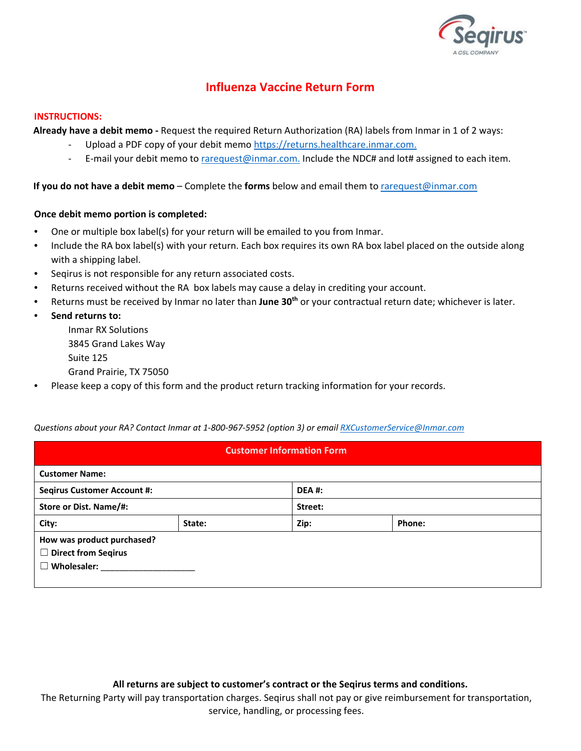# Influenza Vaccine Return Form

**INSTRUCTIONS:**

**Already have a debit memo -** Request the required Return Authorization (RA) labels from Inmar in 1 of 2 ways:

- Upload a PDF copy of your debit memo https://returns.healthcare.inmar.com.
- E-mail your debit memo to rarequest@inmar.com. Include the NDC# and lot# assigned to each item.

**If you do not have a debit memo** – Complete the **forms** below and email them to rarequest@inmar.com

**Once debit memo portion is completed:**

- One or multiple box label(s) for your return will be emailed to you from Inmar.
- Include the RA box label(s) with your return. Each box requires its own RA box label placed on the outside along with a shipping label.
- Seqirus is not responsible for any return associated costs.
- Returns received without the RA box labels may cause a delay in crediting your account.
- Returns must be received by Inmar no later than **June 30th** or your contractual return date; whichever is later.
- **Send returns to:**
  Inmar RX Solutions
  3845 Grand Lakes Way
  Suite 125
  Grand Prairie, TX 75050
- Please keep a copy of this form and the product return tracking information for your records.

*Questions about your RA? Contact Inmar at 1-800-967-5952 (option 3) or email RXCustomerService@Inmar.com*

| Customer Information Form | | | |
|---|---|---|---|
| **Customer Name:** | | | |
| **Seqirus Customer Account #:** | | **DEA #:** | |
| **Store or Dist. Name/#:** | | **Street:** | |
| **City:** | **State:** | **Zip:** | **Phone:** |
| **How was product purchased?**<br>☐ **Direct from Seqirus**<br>☐ **Wholesaler:** ____________________ | | | |

**All returns are subject to customer's contract or the Seqirus terms and conditions.**

The Returning Party will pay transportation charges. Seqirus shall not pay or give reimbursement for transportation, service, handling, or processing fees.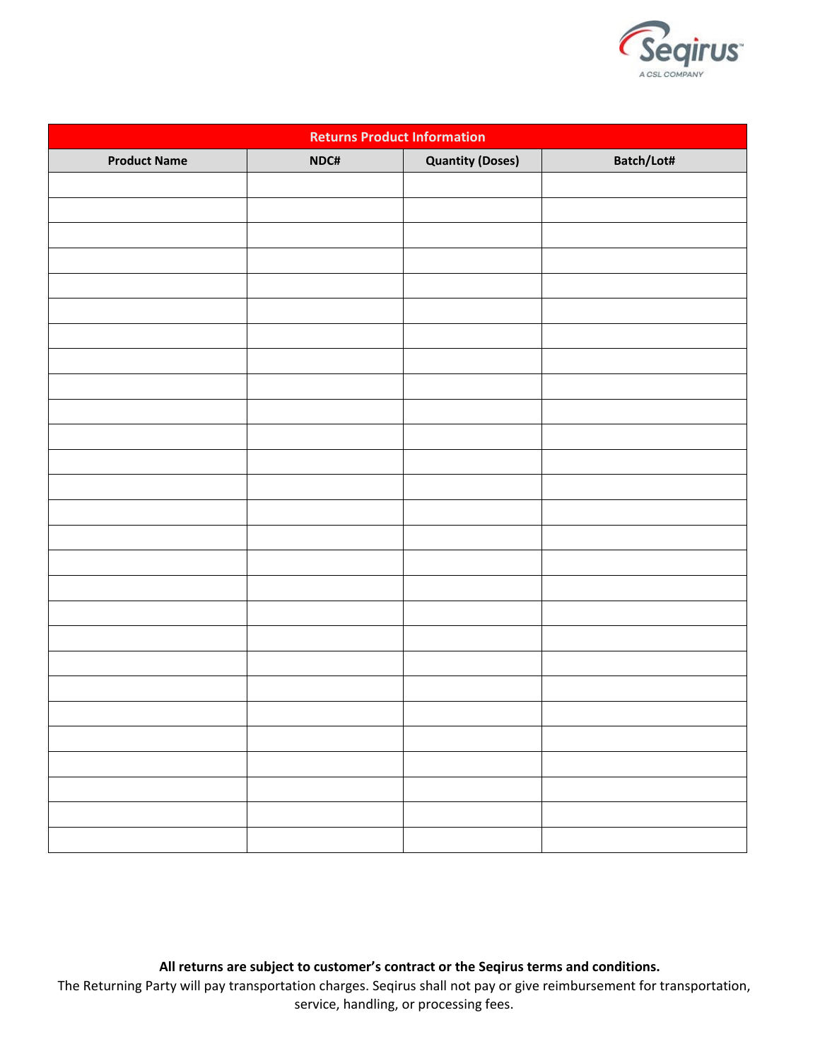| Returns Product Information | | | |
|---|---|---|---|
| **Product Name** | **NDC#** | **Quantity (Doses)** | **Batch/Lot#** |
| | | | |
| | | | |
| | | | |
| | | | |
| | | | |
| | | | |
| | | | |
| | | | |
| | | | |
| | | | |
| | | | |
| | | | |
| | | | |
| | | | |
| | | | |
| | | | |
| | | | |
| | | | |
| | | | |
| | | | |
| | | | |
| | | | |
| | | | |
| | | | |
| | | | |
| | | | |
| | | | |

**All returns are subject to customer's contract or the Seqirus terms and conditions.**

The Returning Party will pay transportation charges. Seqirus shall not pay or give reimbursement for transportation, service, handling, or processing fees.